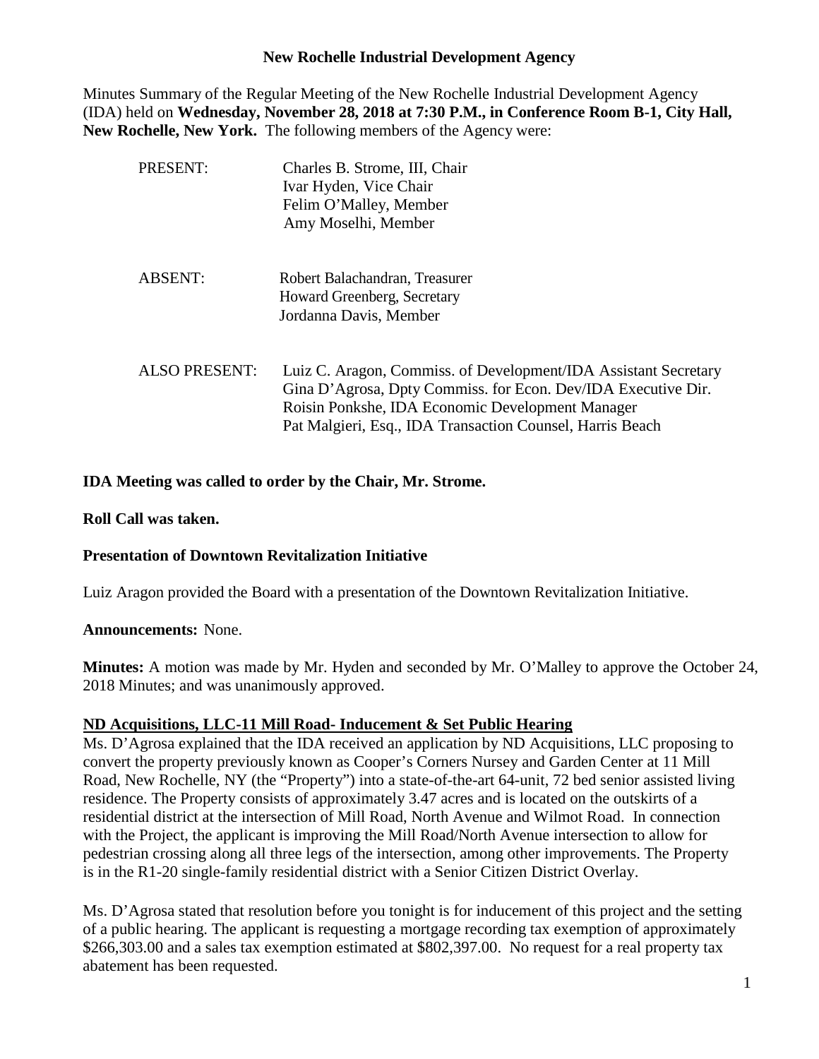**New Rochelle Industrial Development Agency**

Minutes Summary of the Regular Meeting of the New Rochelle Industrial Development Agency (IDA) held on **Wednesday, November 28, 2018 at 7:30 P.M., in Conference Room B-1, City Hall, New Rochelle, New York.** The following members of the Agency were:

| | |
|---|---|
| PRESENT: | Charles B. Strome, III, Chair<br>Ivar Hyden, Vice Chair<br>Felim O'Malley, Member<br>Amy Moselhi, Member |
| ABSENT: | Robert Balachandran, Treasurer<br>Howard Greenberg, Secretary<br>Jordanna Davis, Member |
| ALSO PRESENT: | Luiz C. Aragon, Commiss. of Development/IDA Assistant Secretary<br>Gina D'Agrosa, Dpty Commiss. for Econ. Dev/IDA Executive Dir.<br>Roisin Ponkshe, IDA Economic Development Manager<br>Pat Malgieri, Esq., IDA Transaction Counsel, Harris Beach |

**IDA Meeting was called to order by the Chair, Mr. Strome.**

**Roll Call was taken.**

**Presentation of Downtown Revitalization Initiative**

Luiz Aragon provided the Board with a presentation of the Downtown Revitalization Initiative.

**Announcements:** None.

**Minutes:** A motion was made by Mr. Hyden and seconded by Mr. O'Malley to approve the October 24, 2018 Minutes; and was unanimously approved.

**ND Acquisitions, LLC-11 Mill Road- Inducement & Set Public Hearing**

Ms. D'Agrosa explained that the IDA received an application by ND Acquisitions, LLC proposing to convert the property previously known as Cooper's Corners Nursey and Garden Center at 11 Mill Road, New Rochelle, NY (the "Property") into a state-of-the-art 64-unit, 72 bed senior assisted living residence. The Property consists of approximately 3.47 acres and is located on the outskirts of a residential district at the intersection of Mill Road, North Avenue and Wilmot Road. In connection with the Project, the applicant is improving the Mill Road/North Avenue intersection to allow for pedestrian crossing along all three legs of the intersection, among other improvements. The Property is in the R1-20 single-family residential district with a Senior Citizen District Overlay.

Ms. D'Agrosa stated that resolution before you tonight is for inducement of this project and the setting of a public hearing. The applicant is requesting a mortgage recording tax exemption of approximately $266,303.00 and a sales tax exemption estimated at $802,397.00. No request for a real property tax abatement has been requested.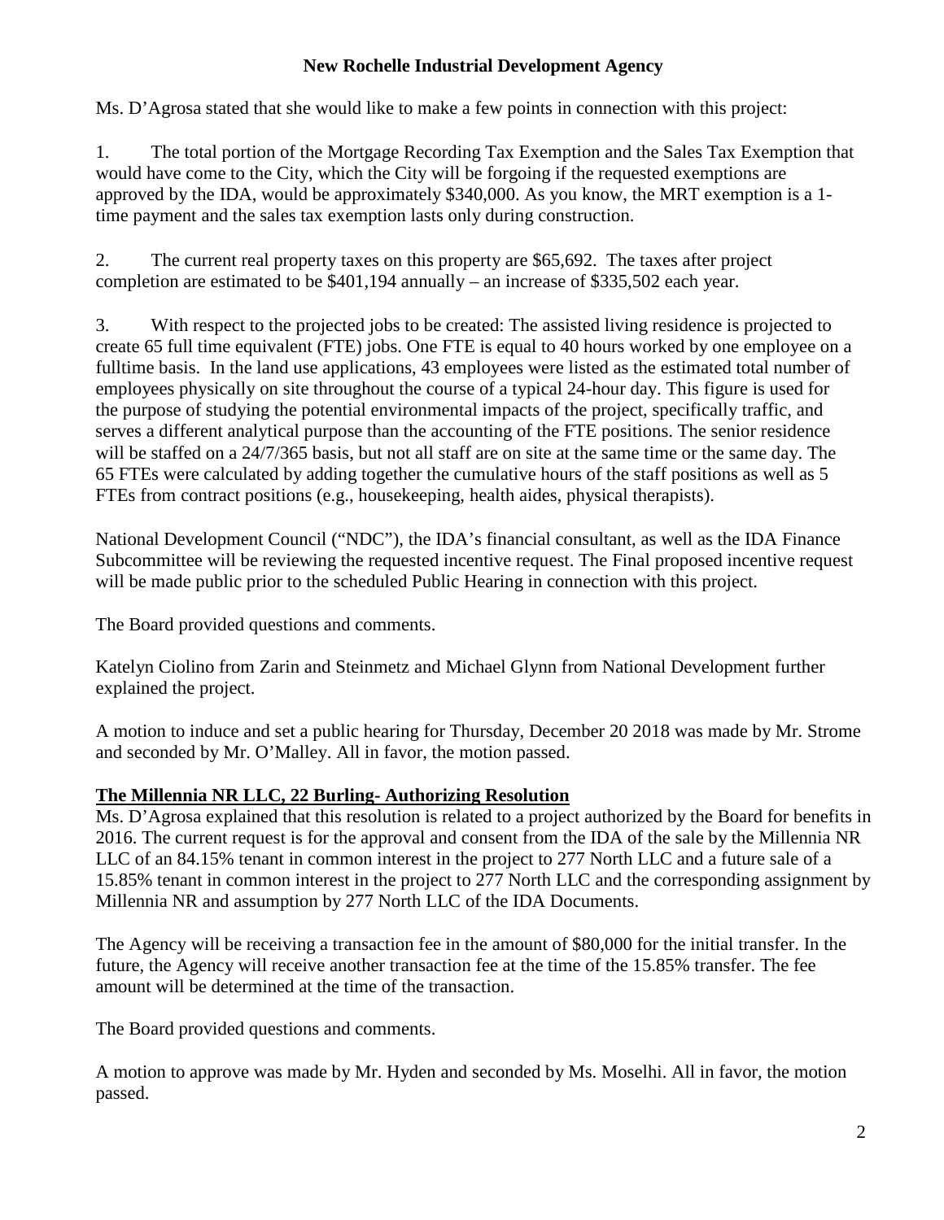Ms. D'Agrosa stated that she would like to make a few points in connection with this project:

1. The total portion of the Mortgage Recording Tax Exemption and the Sales Tax Exemption that would have come to the City, which the City will be forgoing if the requested exemptions are approved by the IDA, would be approximately $340,000. As you know, the MRT exemption is a 1-time payment and the sales tax exemption lasts only during construction.

2. The current real property taxes on this property are $65,692. The taxes after project completion are estimated to be $401,194 annually – an increase of $335,502 each year.

3. With respect to the projected jobs to be created: The assisted living residence is projected to create 65 full time equivalent (FTE) jobs. One FTE is equal to 40 hours worked by one employee on a fulltime basis. In the land use applications, 43 employees were listed as the estimated total number of employees physically on site throughout the course of a typical 24-hour day. This figure is used for the purpose of studying the potential environmental impacts of the project, specifically traffic, and serves a different analytical purpose than the accounting of the FTE positions. The senior residence will be staffed on a 24/7/365 basis, but not all staff are on site at the same time or the same day. The 65 FTEs were calculated by adding together the cumulative hours of the staff positions as well as 5 FTEs from contract positions (e.g., housekeeping, health aides, physical therapists).

National Development Council ("NDC"), the IDA's financial consultant, as well as the IDA Finance Subcommittee will be reviewing the requested incentive request. The Final proposed incentive request will be made public prior to the scheduled Public Hearing in connection with this project.

The Board provided questions and comments.

Katelyn Ciolino from Zarin and Steinmetz and Michael Glynn from National Development further explained the project.

A motion to induce and set a public hearing for Thursday, December 20 2018 was made by Mr. Strome and seconded by Mr. O'Malley. All in favor, the motion passed.

**The Millennia NR LLC, 22 Burling- Authorizing Resolution**

Ms. D'Agrosa explained that this resolution is related to a project authorized by the Board for benefits in 2016. The current request is for the approval and consent from the IDA of the sale by the Millennia NR LLC of an 84.15% tenant in common interest in the project to 277 North LLC and a future sale of a 15.85% tenant in common interest in the project to 277 North LLC and the corresponding assignment by Millennia NR and assumption by 277 North LLC of the IDA Documents.

The Agency will be receiving a transaction fee in the amount of $80,000 for the initial transfer. In the future, the Agency will receive another transaction fee at the time of the 15.85% transfer. The fee amount will be determined at the time of the transaction.

The Board provided questions and comments.

A motion to approve was made by Mr. Hyden and seconded by Ms. Moselhi. All in favor, the motion passed.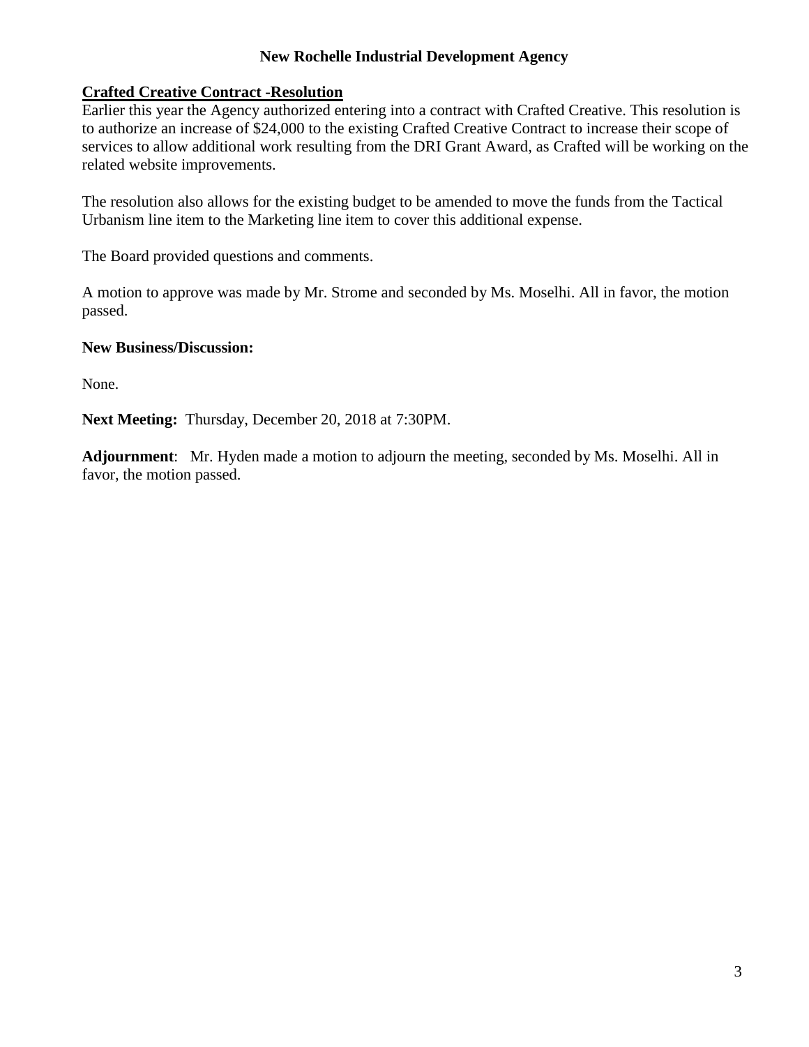## Crafted Creative Contract -Resolution

Earlier this year the Agency authorized entering into a contract with Crafted Creative. This resolution is to authorize an increase of $24,000 to the existing Crafted Creative Contract to increase their scope of services to allow additional work resulting from the DRI Grant Award, as Crafted will be working on the related website improvements.

The resolution also allows for the existing budget to be amended to move the funds from the Tactical Urbanism line item to the Marketing line item to cover this additional expense.

The Board provided questions and comments.

A motion to approve was made by Mr. Strome and seconded by Ms. Moselhi. All in favor, the motion passed.

**New Business/Discussion:**

None.

**Next Meeting:** Thursday, December 20, 2018 at 7:30PM.

**Adjournment**: Mr. Hyden made a motion to adjourn the meeting, seconded by Ms. Moselhi. All in favor, the motion passed.